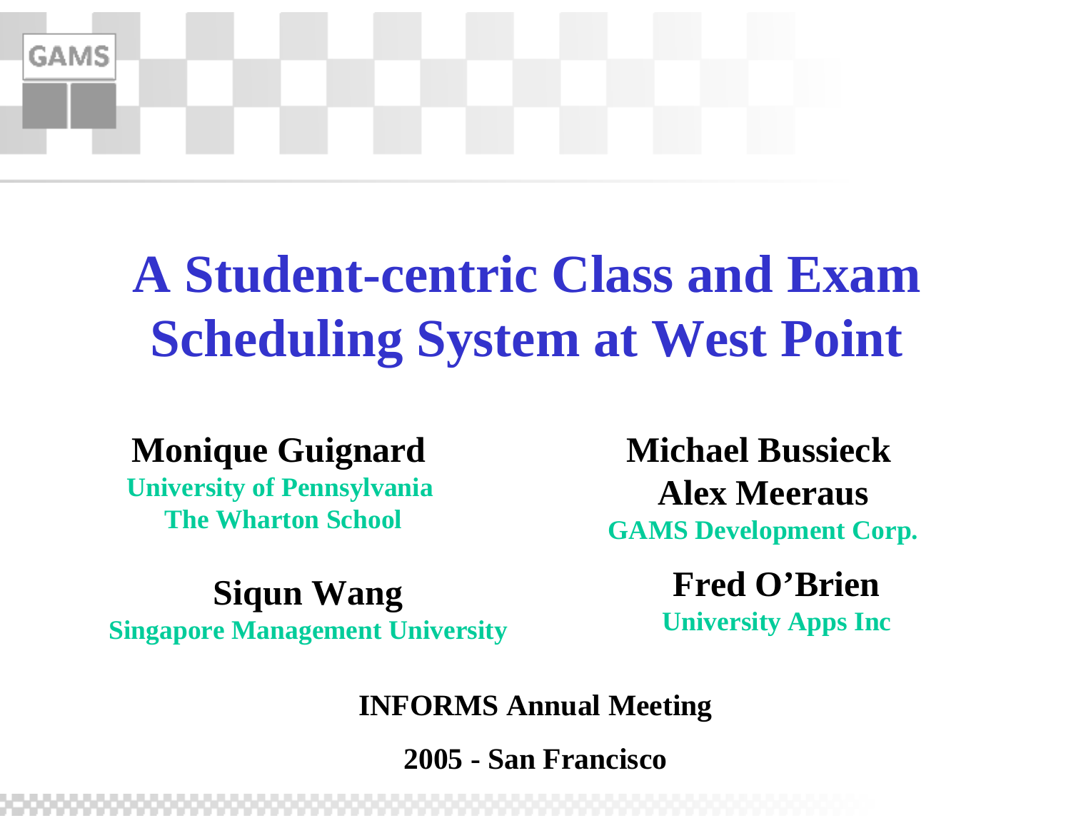# A Student-centric Class and Exam Scheduling System at West Point

**Monique Guignard**
University of Pennsylvania
The Wharton School

**Michael Bussieck**
**Alex Meeraus**
GAMS Development Corp.

**Siqun Wang**
Singapore Management University

**Fred O'Brien**
University Apps Inc

**INFORMS Annual Meeting**

**2005 - San Francisco**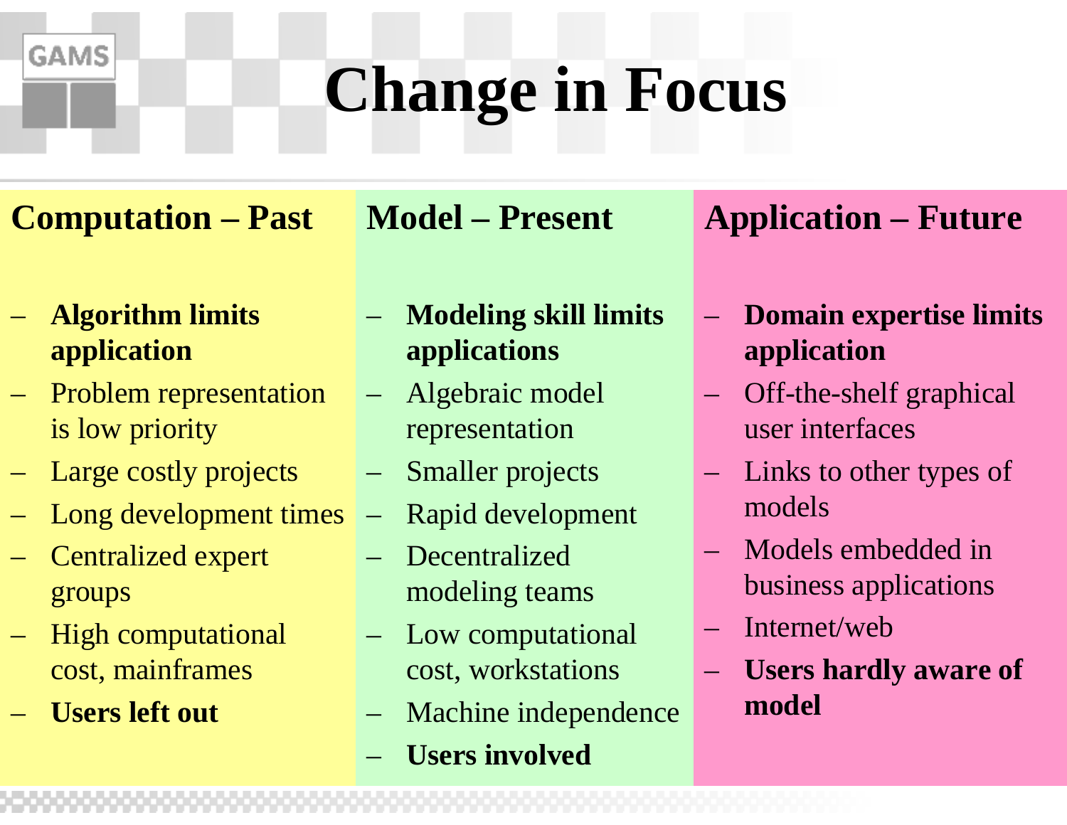# Change in Focus

## Computation – Past

- **Algorithm limits application**
- Problem representation is low priority
- Large costly projects
- Long development times
- Centralized expert groups
- High computational cost, mainframes
- **Users left out**

## Model – Present

- **Modeling skill limits applications**
- Algebraic model representation
- Smaller projects
- Rapid development
- Decentralized modeling teams
- Low computational cost, workstations
- Machine independence
- **Users involved**

## Application – Future

- **Domain expertise limits application**
- Off-the-shelf graphical user interfaces
- Links to other types of models
- Models embedded in business applications
- Internet/web
- **Users hardly aware of model**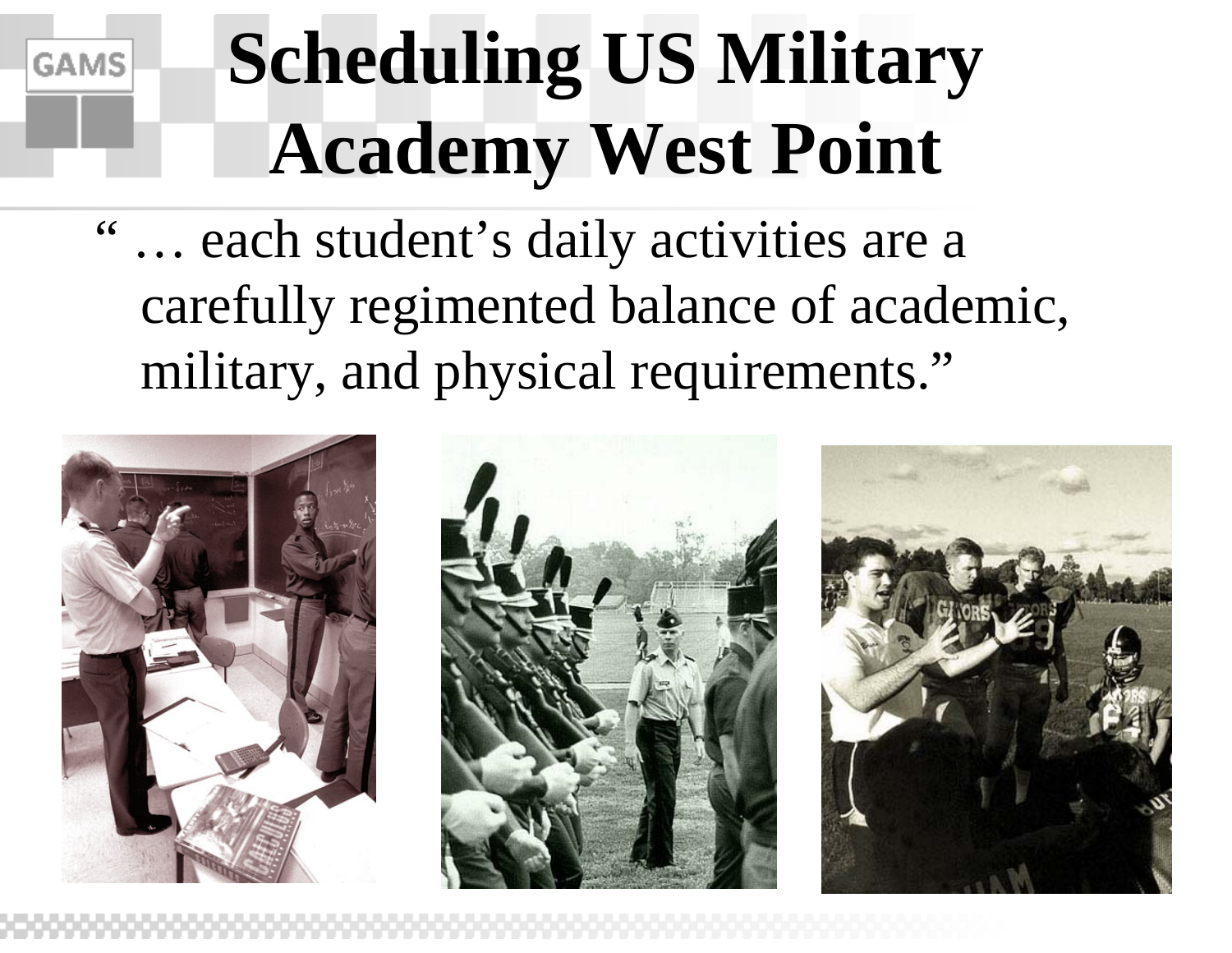# Scheduling US Military Academy West Point

" … each student's daily activities are a carefully regimented balance of academic, military, and physical requirements."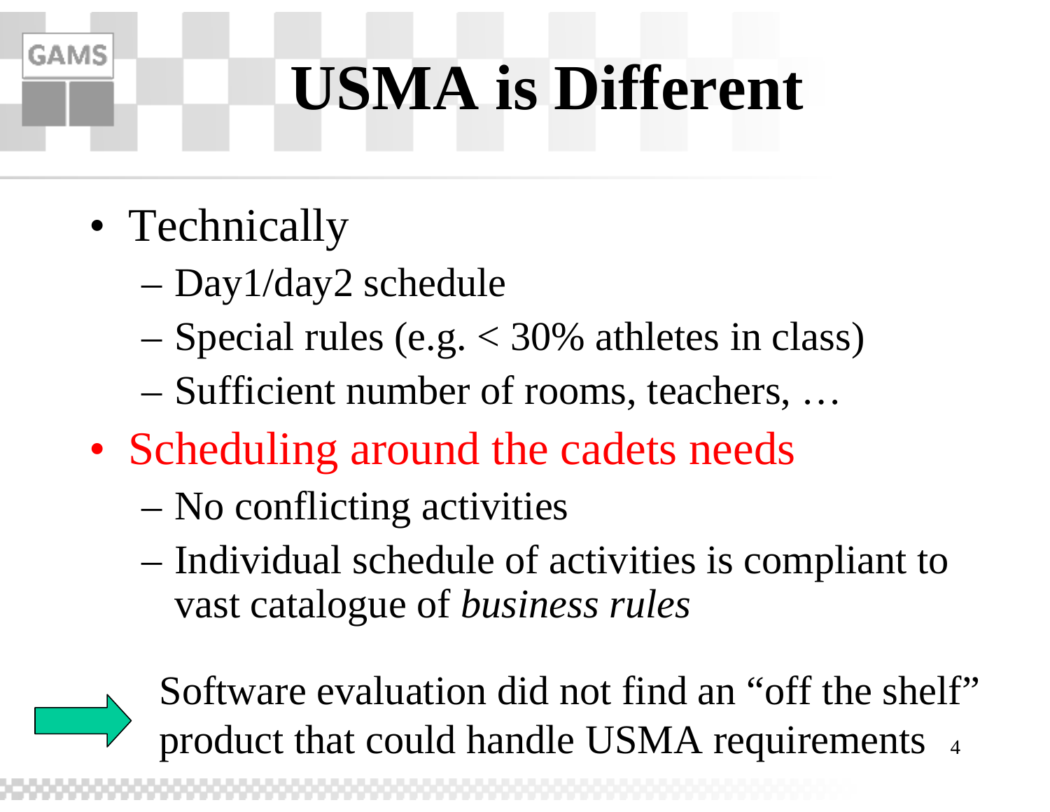# USMA is Different

- Technically
  - Day1/day2 schedule
  - Special rules (e.g. < 30% athletes in class)
  - Sufficient number of rooms, teachers, …
- Scheduling around the cadets needs
  - No conflicting activities
  - Individual schedule of activities is compliant to vast catalogue of *business rules*

→ Software evaluation did not find an “off the shelf” product that could handle USMA requirements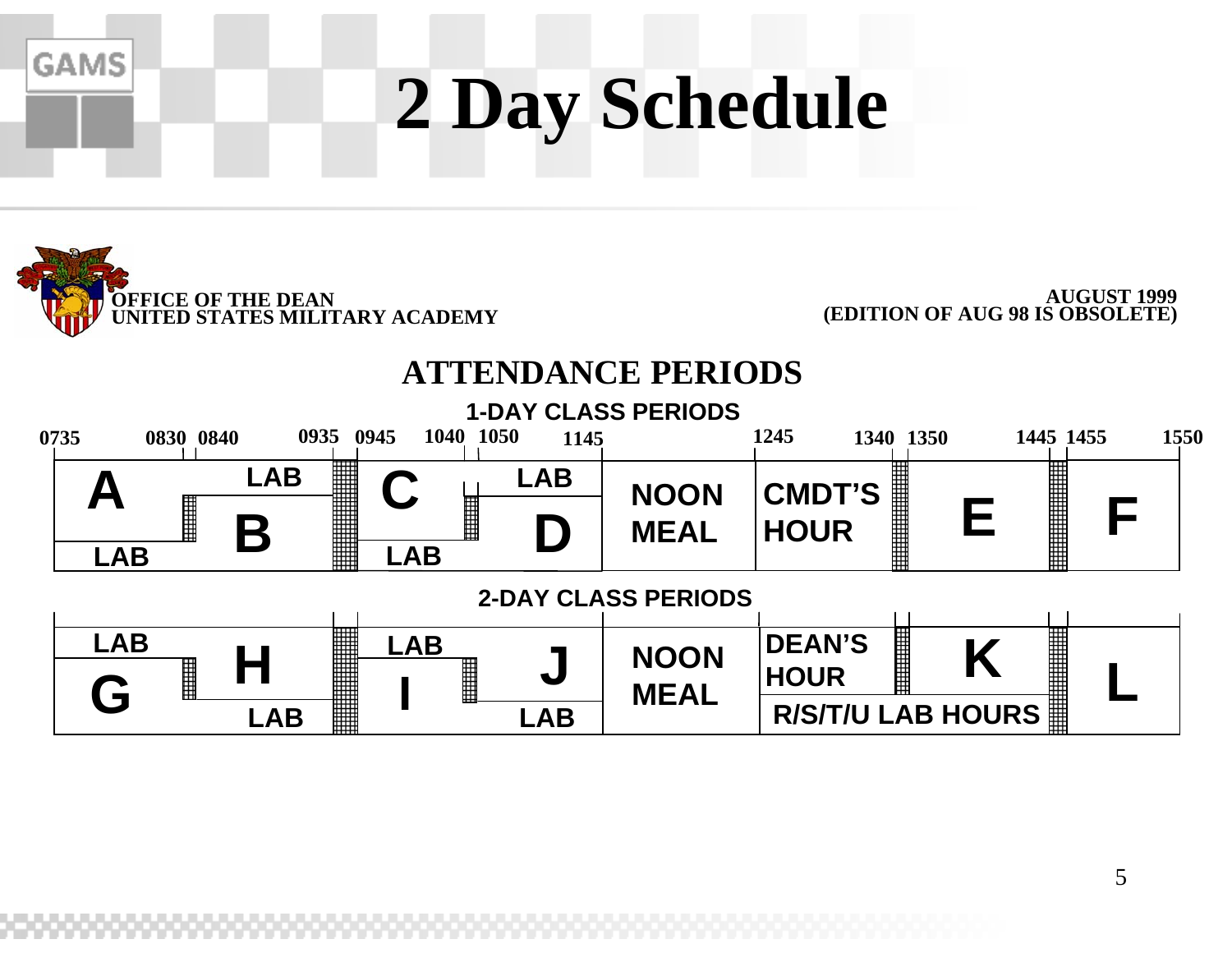# 2 Day Schedule

**OFFICE OF THE DEAN**
**UNITED STATES MILITARY ACADEMY**

**AUGUST 1999**
**(EDITION OF AUG 98 IS OBSOLETE)**

## ATTENDANCE PERIODS

### 1-DAY CLASS PERIODS

| 0735–0830 | 0840–0935 | 0945–1040 | 1050–1145 | 1145–1245 | 1245–1340 | 1350–1445 | 1455–1550 |
|---|---|---|---|---|---|---|---|
| A / LAB | LAB / B | C / LAB | LAB / D | NOON MEAL | CMDT'S HOUR | E | F |

### 2-DAY CLASS PERIODS

| 0735–0830 | 0840–0935 | 0945–1040 | 1050–1145 | 1145–1245 | 1245–1340 | 1350–1445 | 1455–1550 |
|---|---|---|---|---|---|---|---|
| LAB / G | H / LAB | LAB / I | J / LAB | NOON MEAL | DEAN'S HOUR | K | L |
| | | | | | R/S/T/U LAB HOURS | | |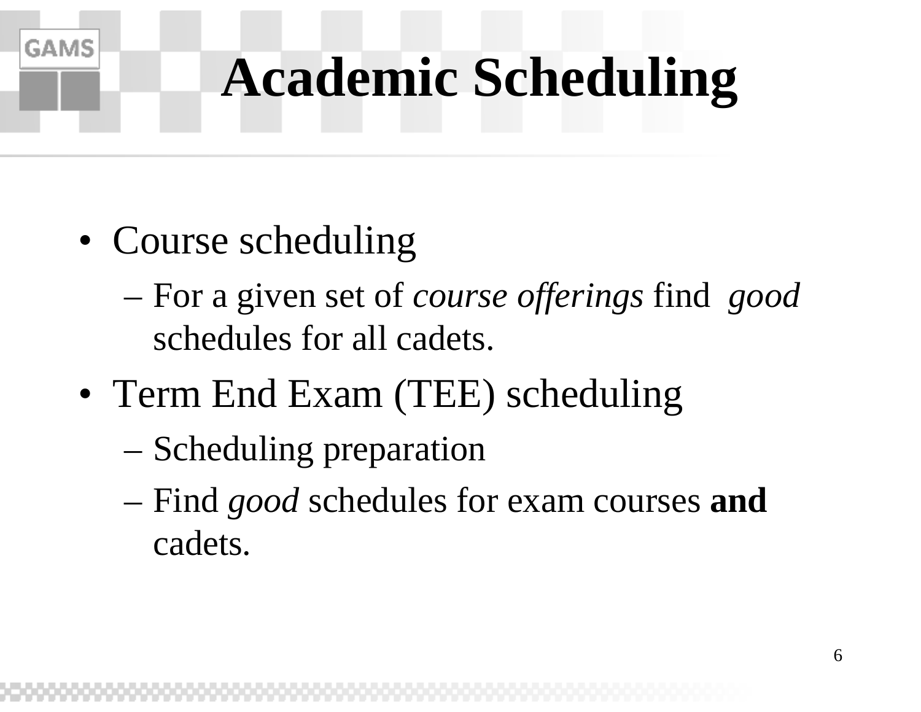# Academic Scheduling

- Course scheduling
  - For a given set of *course offerings* find *good* schedules for all cadets.
- Term End Exam (TEE) scheduling
  - Scheduling preparation
  - Find *good* schedules for exam courses **and** cadets.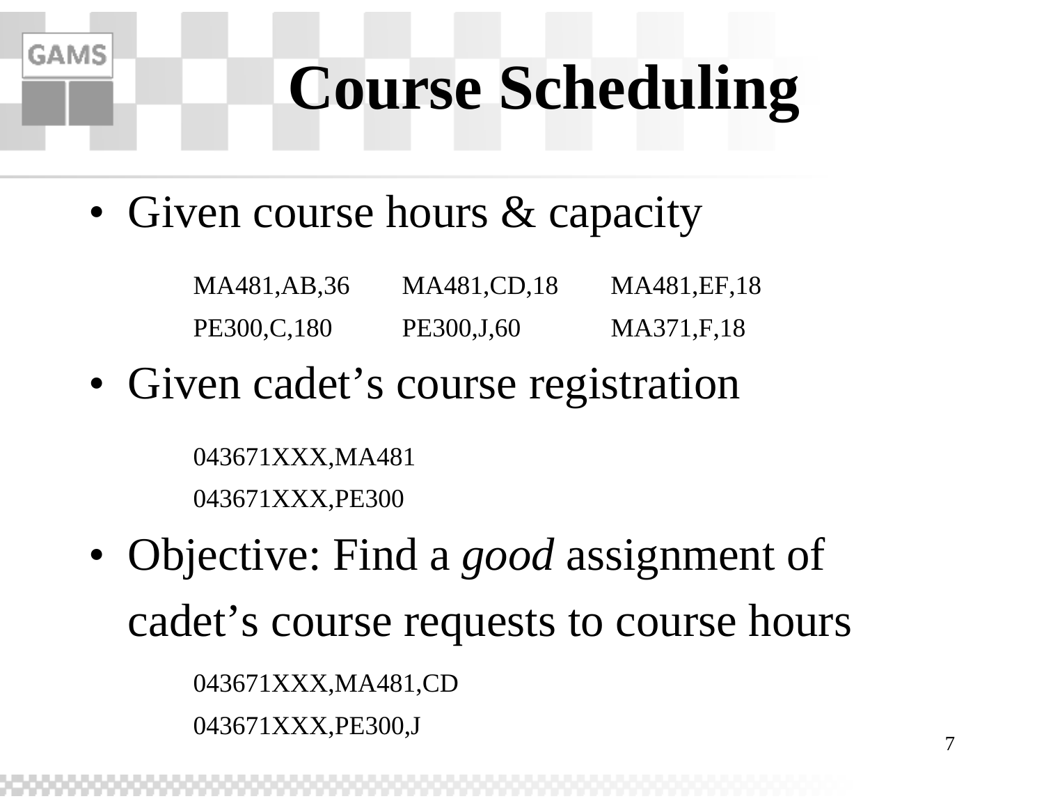# Course Scheduling

- Given course hours & capacity

```
MA481,AB,36    MA481,CD,18    MA481,EF,18
PE300,C,180    PE300,J,60     MA371,F,18
```

- Given cadet's course registration

```
043671XXX,MA481
043671XXX,PE300
```

- Objective: Find a *good* assignment of cadet's course requests to course hours

```
043671XXX,MA481,CD
043671XXX,PE300,J
```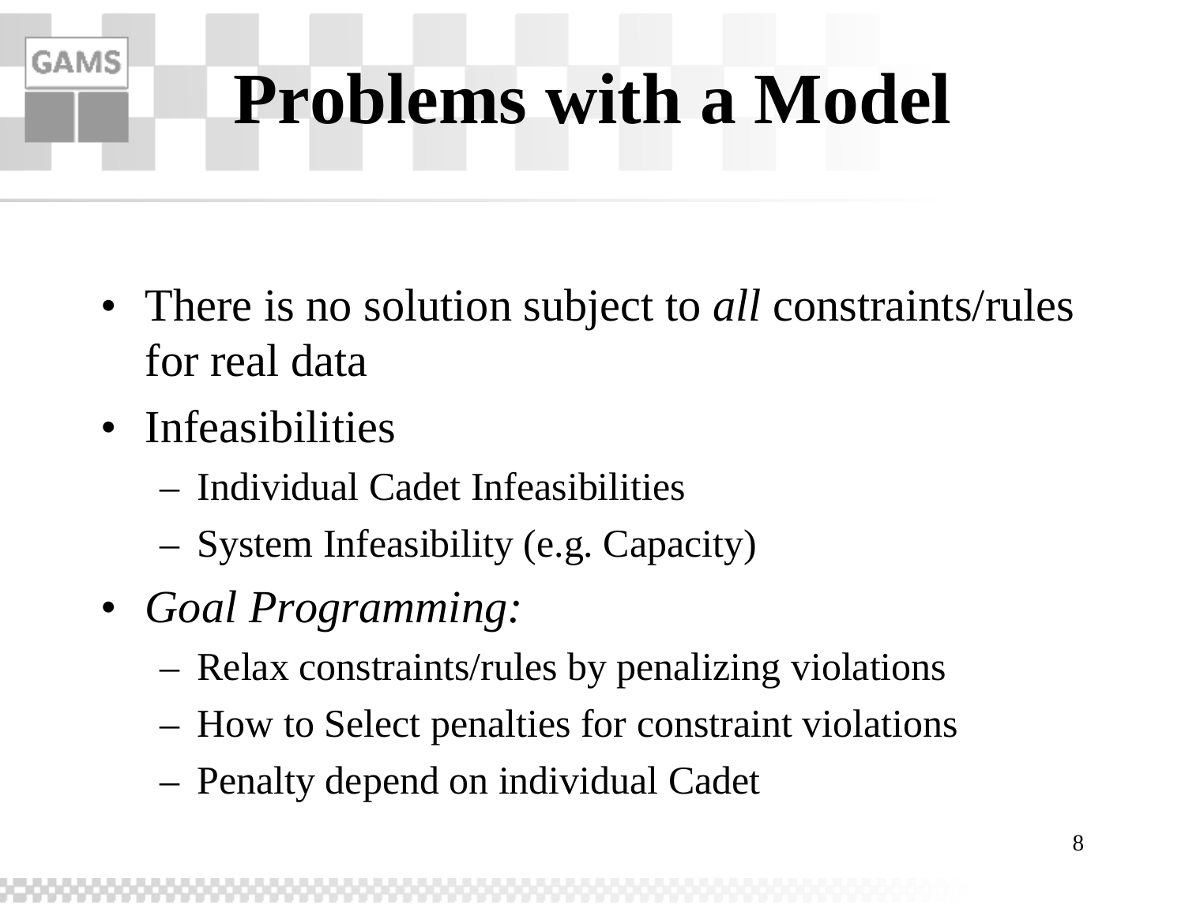# Problems with a Model

- There is no solution subject to *all* constraints/rules for real data
- Infeasibilities
  - Individual Cadet Infeasibilities
  - System Infeasibility (e.g. Capacity)
- *Goal Programming:*
  - Relax constraints/rules by penalizing violations
  - How to Select penalties for constraint violations
  - Penalty depend on individual Cadet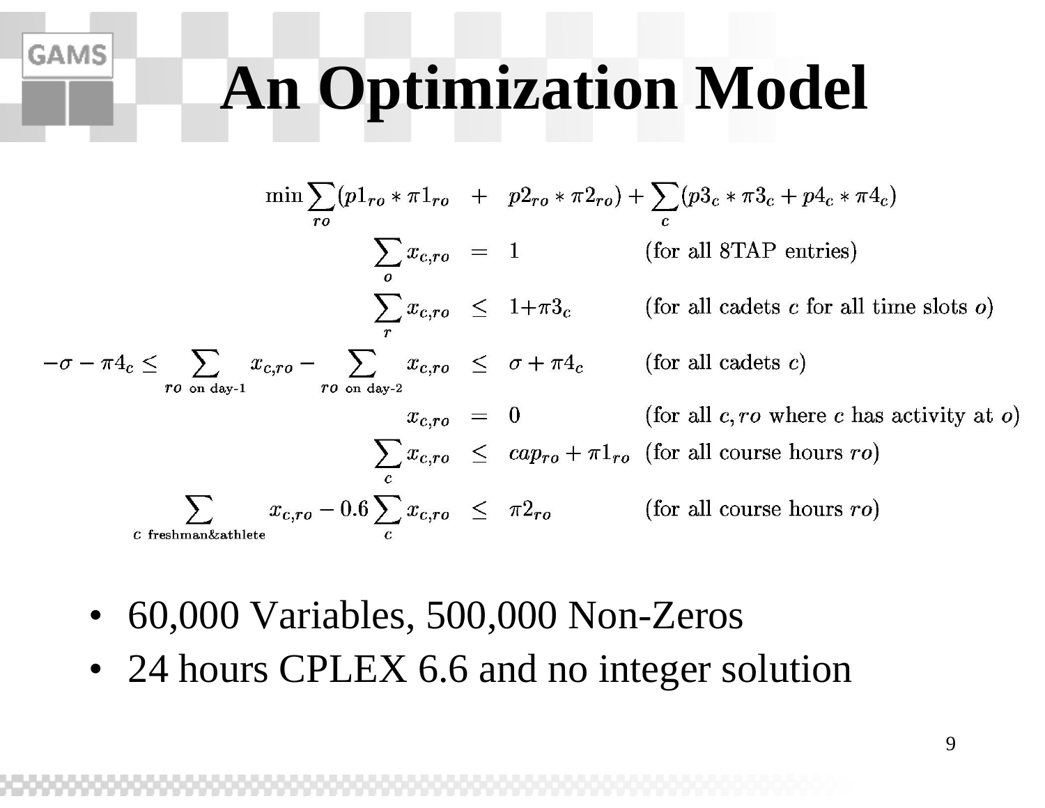# An Optimization Model

$$
\begin{aligned}
\min \sum_{ro} (p1_{ro} * \pi 1_{ro} \quad &+ \quad p2_{ro} * \pi 2_{ro}) + \sum_{c} (p3_c * \pi 3_c + p4_c * \pi 4_c) \\
\sum_{o} x_{c,ro} \quad &= \quad 1 \qquad \text{(for all 8TAP entries)} \\
\sum_{r} x_{c,ro} \quad &\leq \quad 1 + \pi 3_c \qquad \text{(for all cadets } c \text{ for all time slots } o\text{)} \\
-\sigma - \pi 4_c \leq \sum_{ro \text{ on day-1}} x_{c,ro} - \sum_{ro \text{ on day-2}} x_{c,ro} \quad &\leq \quad \sigma + \pi 4_c \qquad \text{(for all cadets } c\text{)} \\
x_{c,ro} \quad &= \quad 0 \qquad \text{(for all } c, ro \text{ where } c \text{ has activity at } o\text{)} \\
\sum_{c} x_{c,ro} \quad &\leq \quad cap_{ro} + \pi 1_{ro} \qquad \text{(for all course hours } ro\text{)} \\
\sum_{c \text{ freshman\&athlete}} x_{c,ro} - 0.6 \sum_{c} x_{c,ro} \quad &\leq \quad \pi 2_{ro} \qquad \text{(for all course hours } ro\text{)}
\end{aligned}
$$

- 60,000 Variables, 500,000 Non-Zeros
- 24 hours CPLEX 6.6 and no integer solution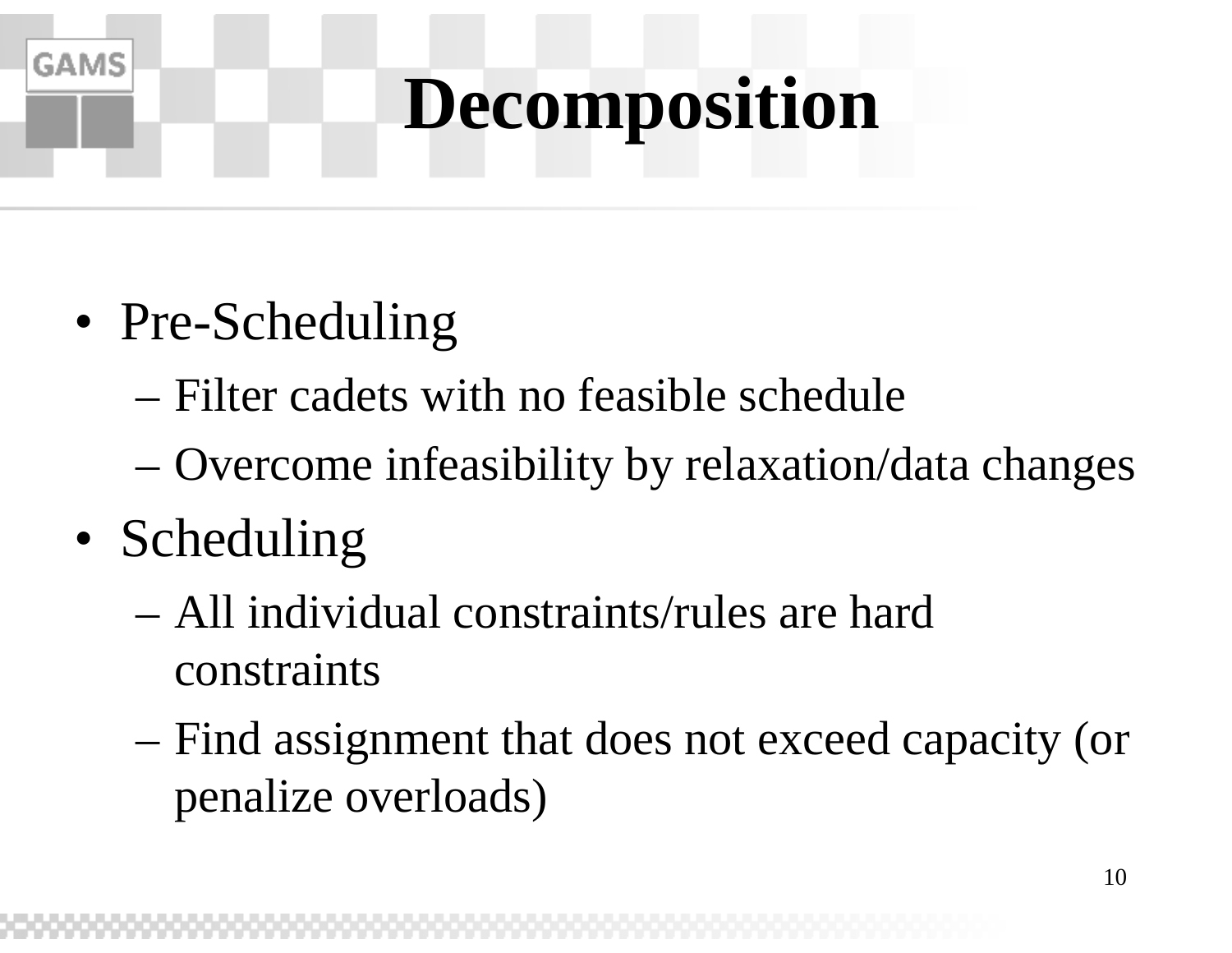# Decomposition

- Pre-Scheduling
  - Filter cadets with no feasible schedule
  - Overcome infeasibility by relaxation/data changes
- Scheduling
  - All individual constraints/rules are hard constraints
  - Find assignment that does not exceed capacity (or penalize overloads)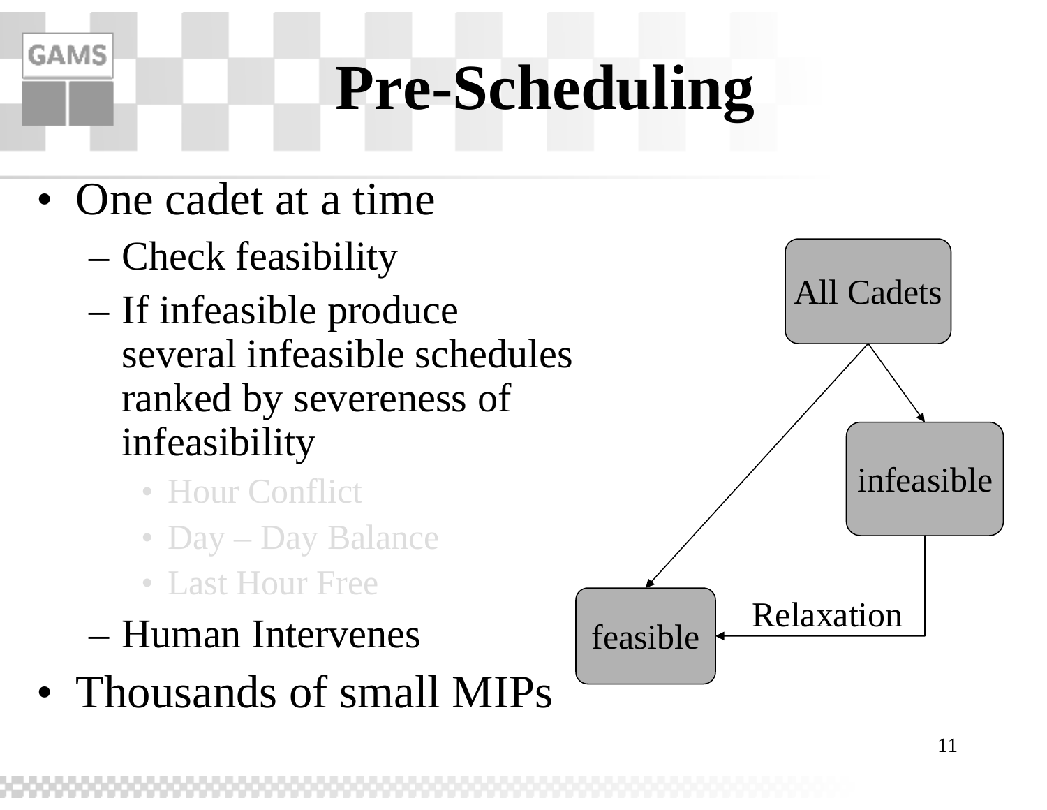# Pre-Scheduling

- One cadet at a time
  - Check feasibility
  - If infeasible produce several infeasible schedules ranked by severeness of infeasibility
    - Hour Conflict
    - Day – Day Balance
    - Last Hour Free
  - Human Intervenes
- Thousands of small MIPs

All Cadets

infeasible

Relaxation

feasible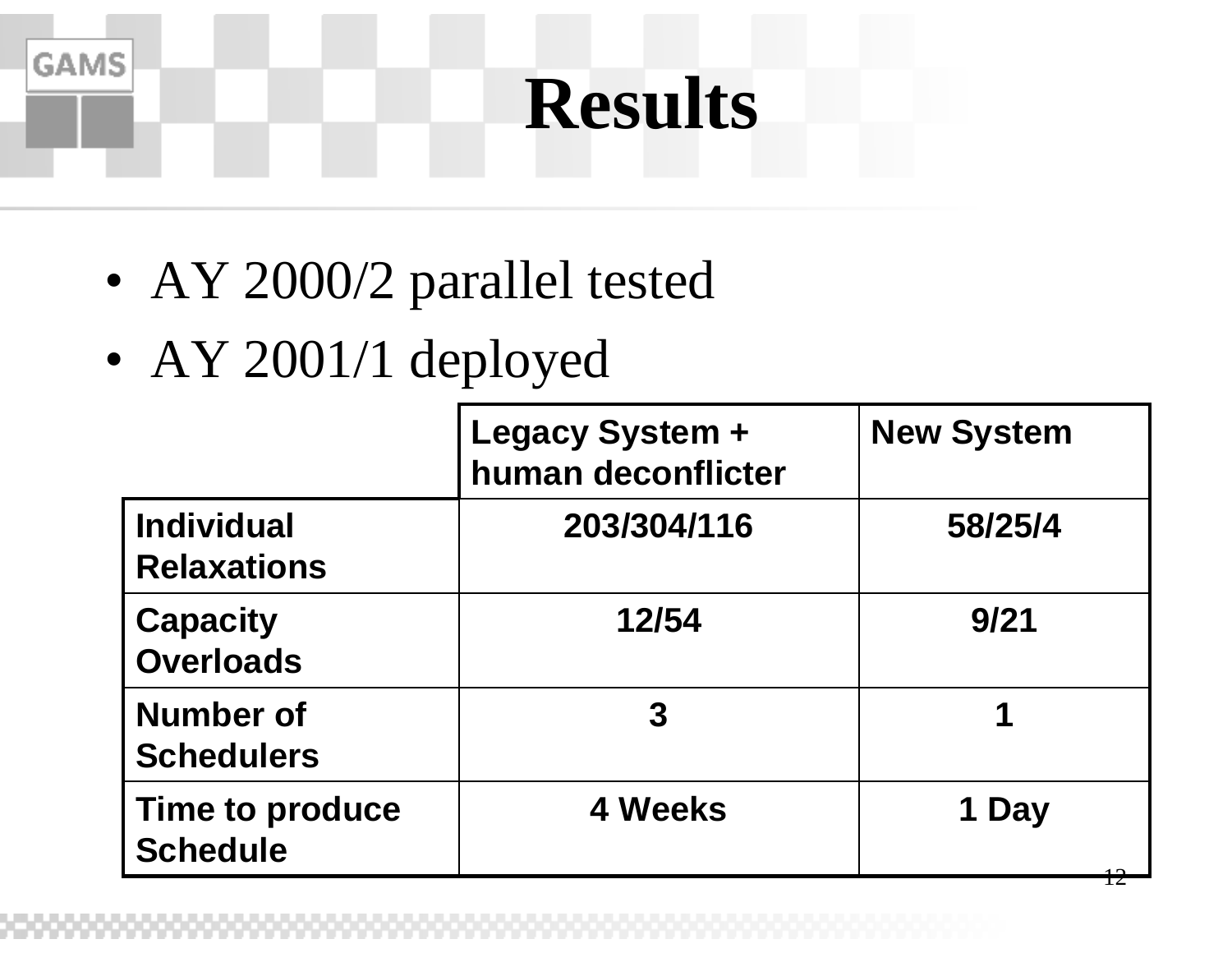# Results

- AY 2000/2 parallel tested
- AY 2001/1 deployed

| | Legacy System + human deconflicter | New System |
|---|---|---|
| **Individual Relaxations** | **203/304/116** | **58/25/4** |
| **Capacity Overloads** | **12/54** | **9/21** |
| **Number of Schedulers** | **3** | **1** |
| **Time to produce Schedule** | **4 Weeks** | **1 Day** |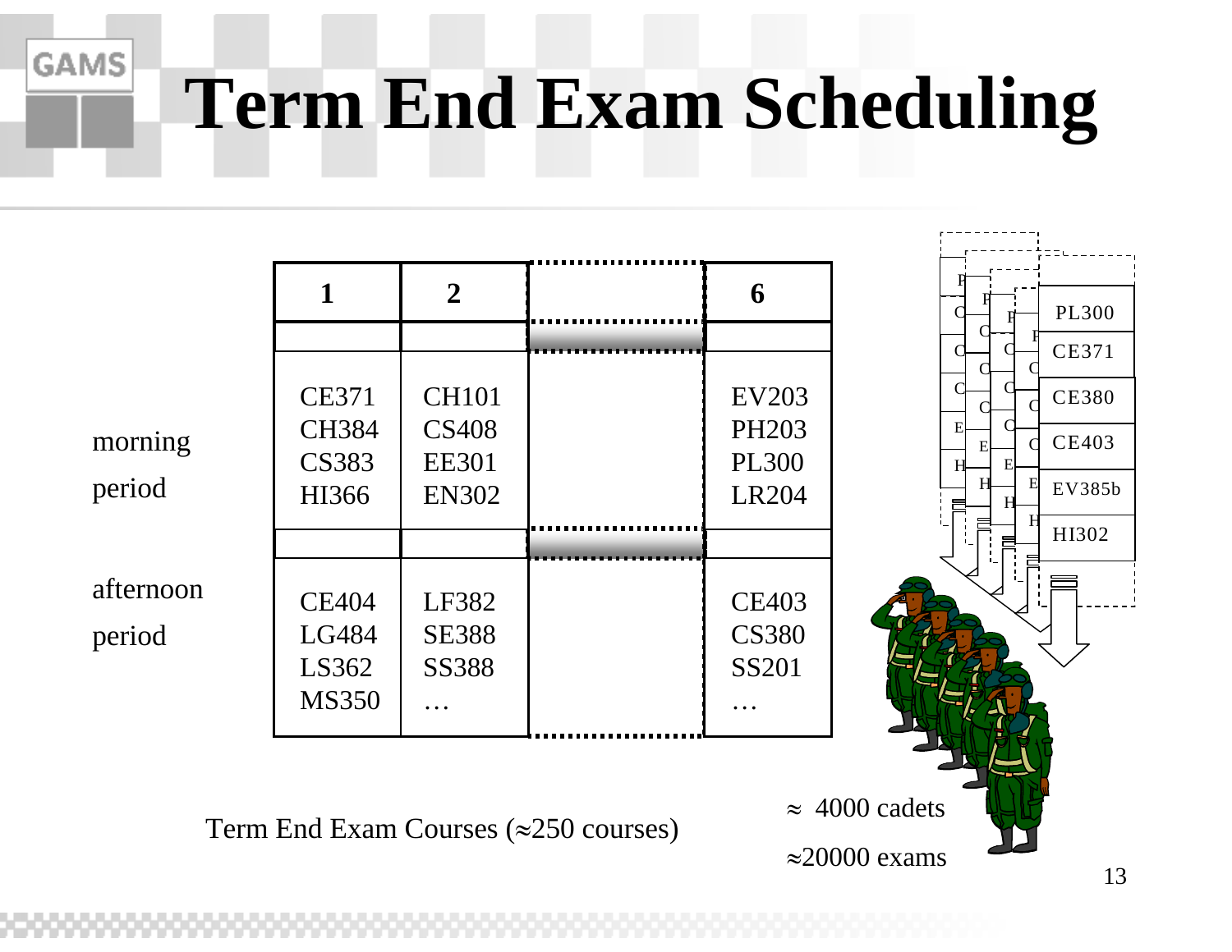# Term End Exam Scheduling

| | 1 | 2 | | 6 |
|---|---|---|---|---|
| morning period | CE371<br>CH384<br>CS383<br>HI366 | CH101<br>CS408<br>EE301<br>EN302 | | EV203<br>PH203<br>PL300<br>LR204 |
| afternoon period | CE404<br>LG484<br>LS362<br>MS350 | LF382<br>SE388<br>SS388<br>… | | CE403<br>CS380<br>SS201<br>… |

Term End Exam Courses (≈250 courses)

PL300
CE371
CE380
CE403
EV385b
HI302

≈ 4000 cadets

≈20000 exams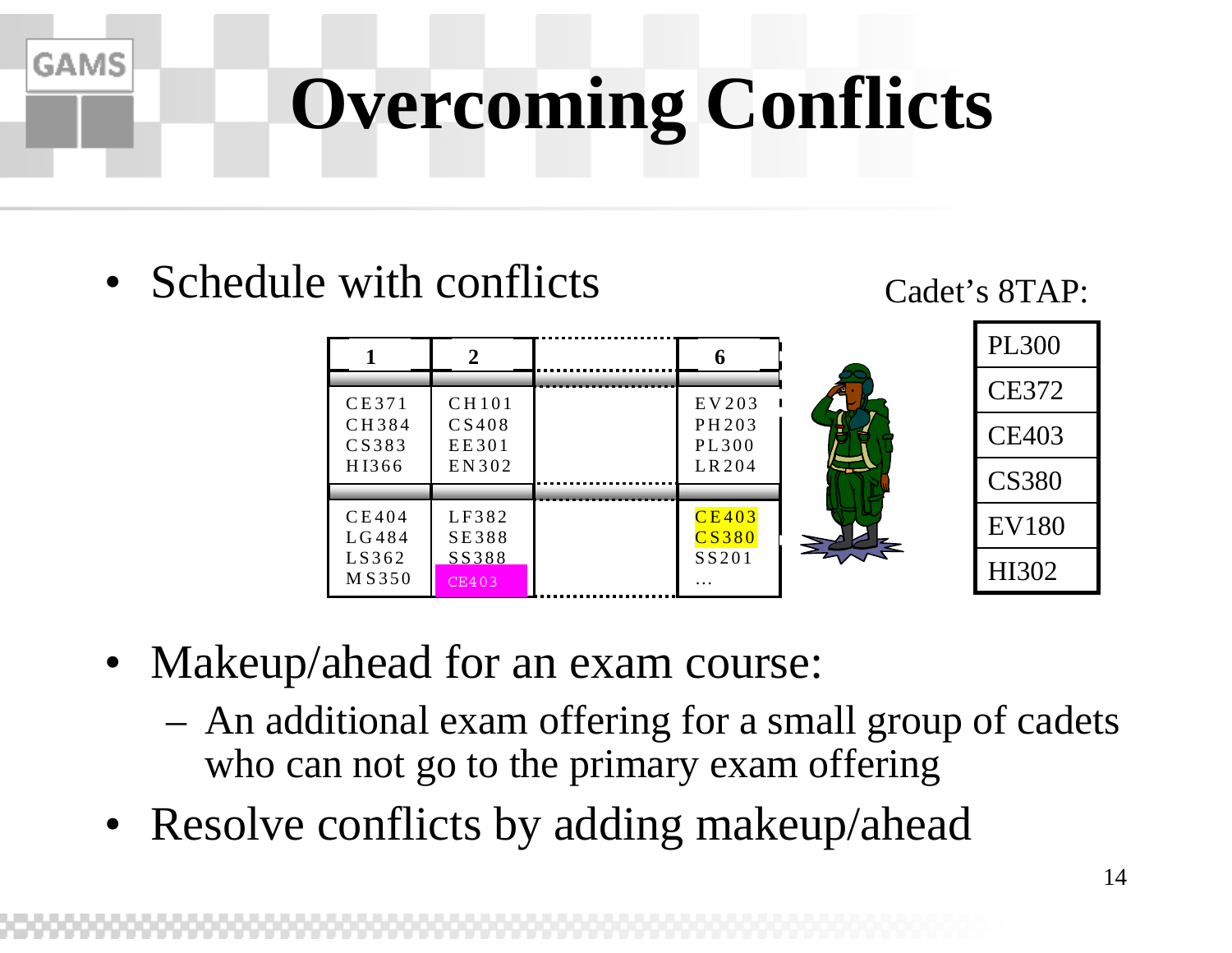# Overcoming Conflicts

- Schedule with conflicts

| 1 | 2 | | 6 |
|---|---|---|---|
| CE371<br>CH384<br>CS383<br>HI366 | CH101<br>CS408<br>EE301<br>EN302 | | EV203<br>PH203<br>PL300<br>LR204 |
| CE404<br>LG484<br>LS362<br>MS350 | LF382<br>SE388<br>SS388<br>CE403 | | CE403<br>CS380<br>SS201<br>… |

Cadet's 8TAP:

| PL300 |
|---|
| CE372 |
| CE403 |
| CS380 |
| EV180 |
| HI302 |

- Makeup/ahead for an exam course:
  - An additional exam offering for a small group of cadets who can not go to the primary exam offering
- Resolve conflicts by adding makeup/ahead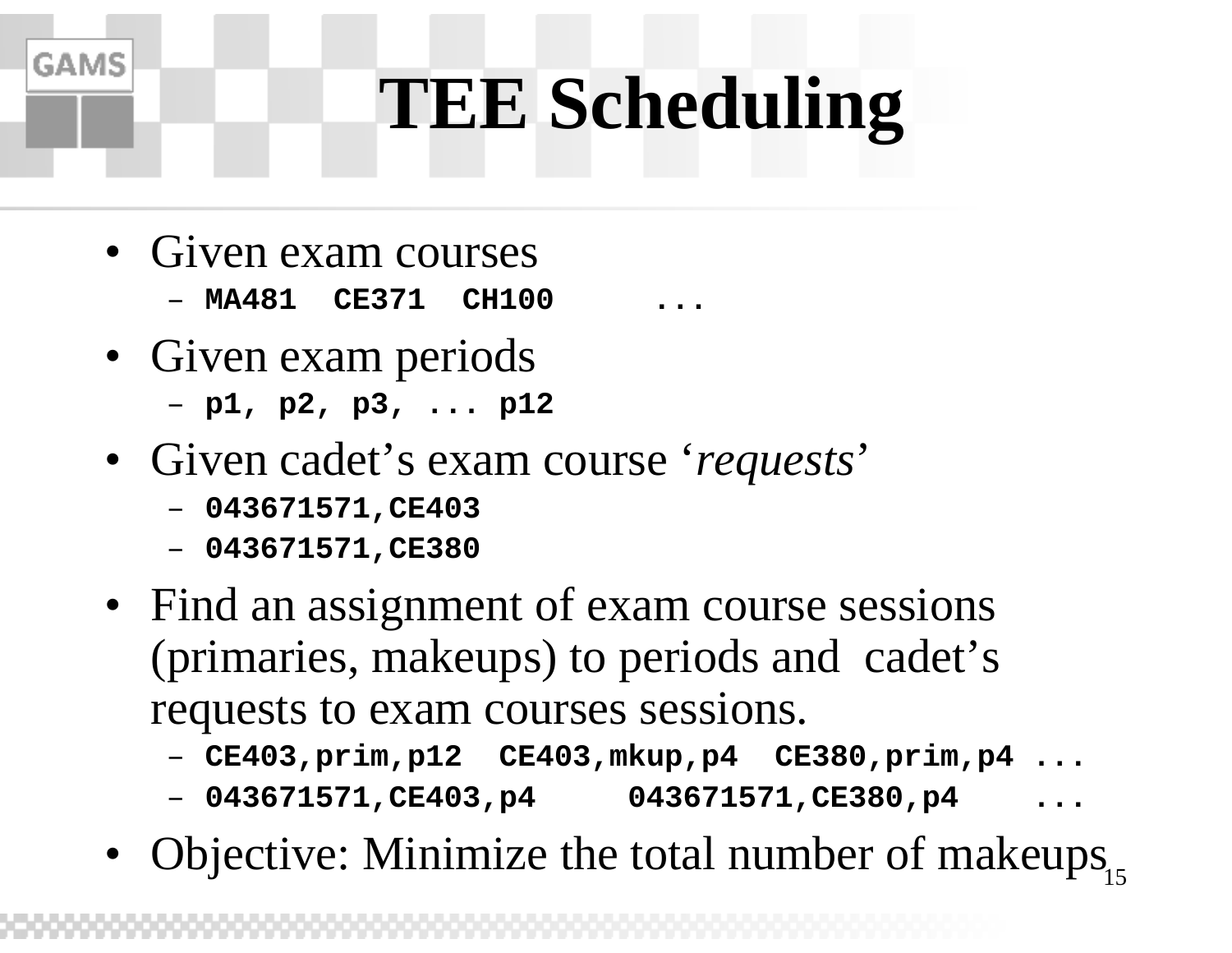# TEE Scheduling

- Given exam courses
  - `MA481  CE371  CH100     ...`
- Given exam periods
  - `p1, p2, p3, ... p12`
- Given cadet's exam course '*requests*'
  - `043671571,CE403`
  - `043671571,CE380`
- Find an assignment of exam course sessions (primaries, makeups) to periods and cadet's requests to exam courses sessions.
  - `CE403,prim,p12  CE403,mkup,p4  CE380,prim,p4 ...`
  - `043671571,CE403,p4     043671571,CE380,p4    ...`
- Objective: Minimize the total number of makeups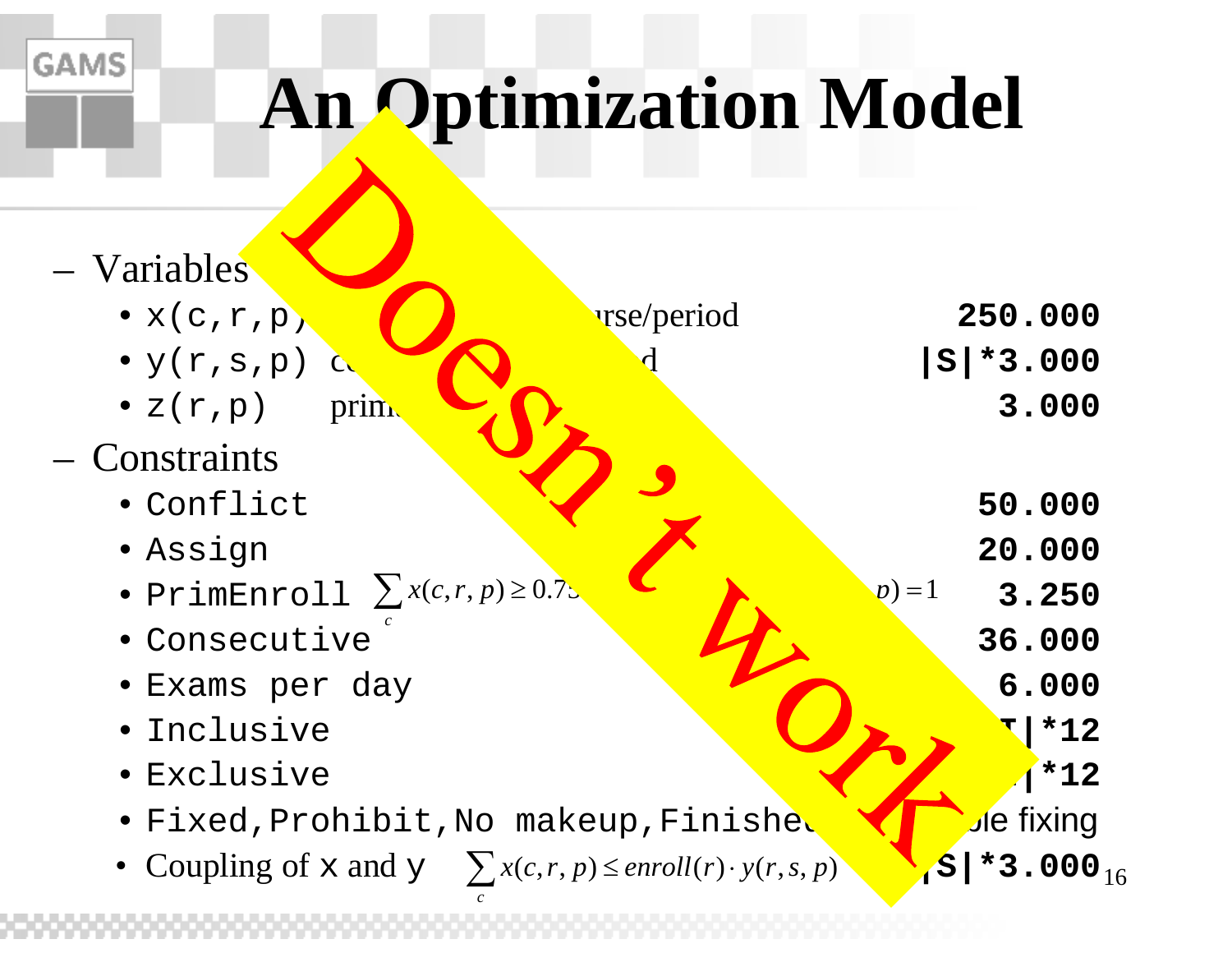# An Optimization Model

Doesn't work

- Variables
  - x(c,r,p) ... rse/period — **250.000**
  - y(r,s,p) c... d — **|S|*3.000**
  - z(r,p) prim... — **3.000**
- Constraints
  - Conflict — **50.000**
  - Assign — **20.000**
  - PrimEnroll $\sum_c x(c,r,p) \geq 0.7...$ ... $p) = 1$ — **3.250**
  - Consecutive — **36.000**
  - Exams per day — **6.000**
  - Inclusive — **...|*12**
  - Exclusive — **...|*12**
  - Fixed,Prohibit,No makeup,Finishe... ...ble fixing
  - Coupling of x and y $\sum_c x(c,r,p) \leq enroll(r) \cdot y(r,s,p)$ — **|S|*3.000**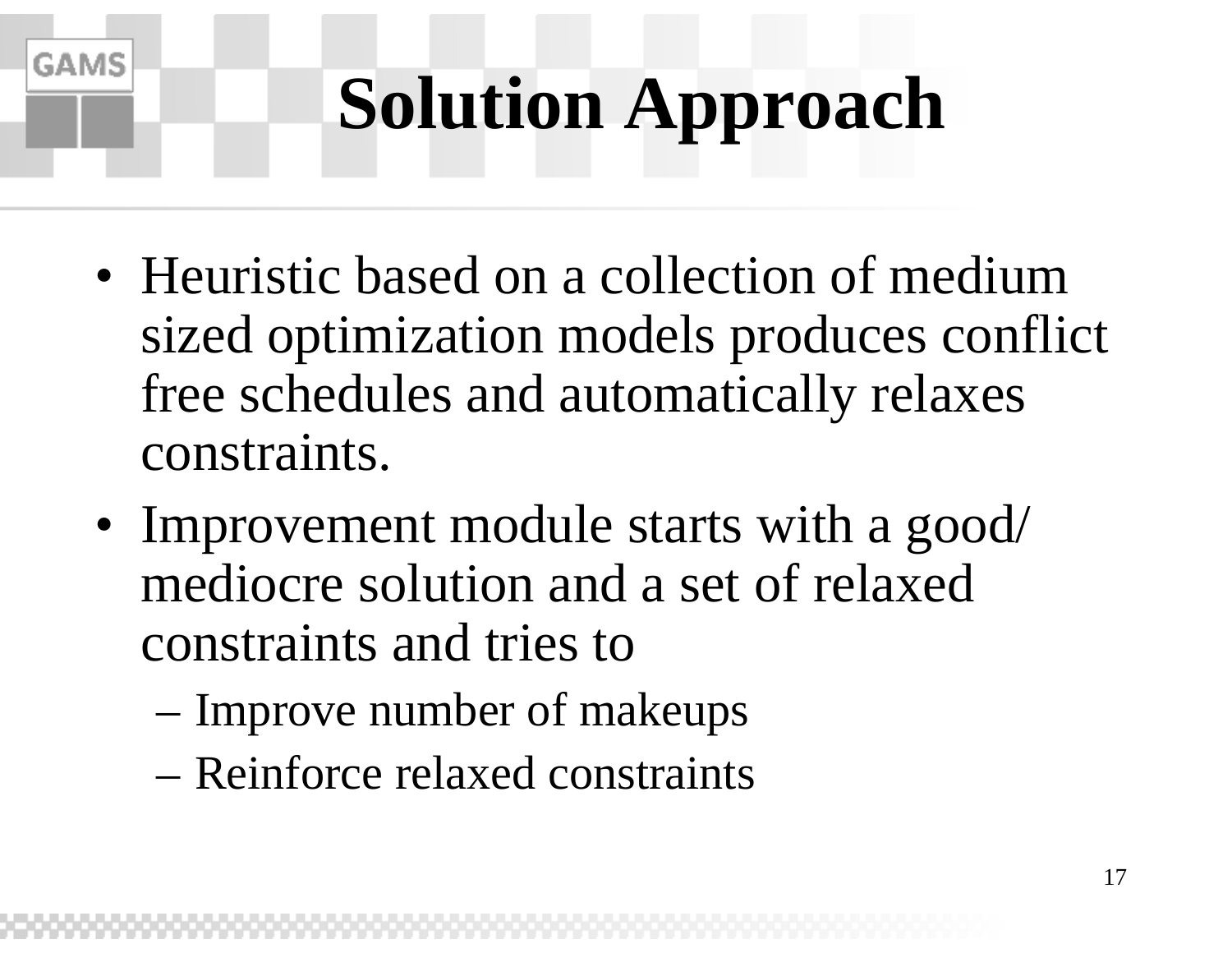# Solution Approach

- Heuristic based on a collection of medium sized optimization models produces conflict free schedules and automatically relaxes constraints.
- Improvement module starts with a good/ mediocre solution and a set of relaxed constraints and tries to
  - Improve number of makeups
  - Reinforce relaxed constraints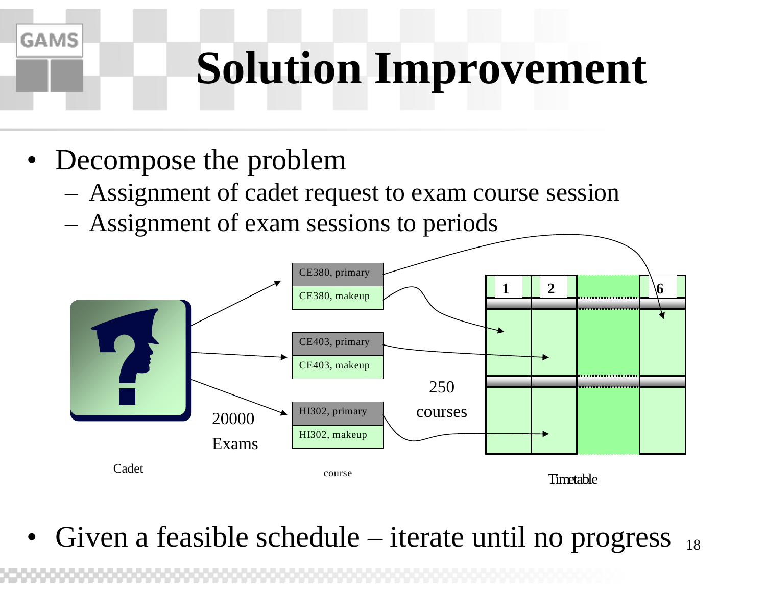# Solution Improvement

- Decompose the problem
  - Assignment of cadet request to exam course session
  - Assignment of exam sessions to periods

Cadet — 20000 Exams — course

| course |
| --- |
| CE380, primary |
| CE380, makeup |
| CE403, primary |
| CE403, makeup |
| HI302, primary |
| HI302, makeup |

250 courses

Timetable: 1, 2, 6

- Given a feasible schedule – iterate until no progress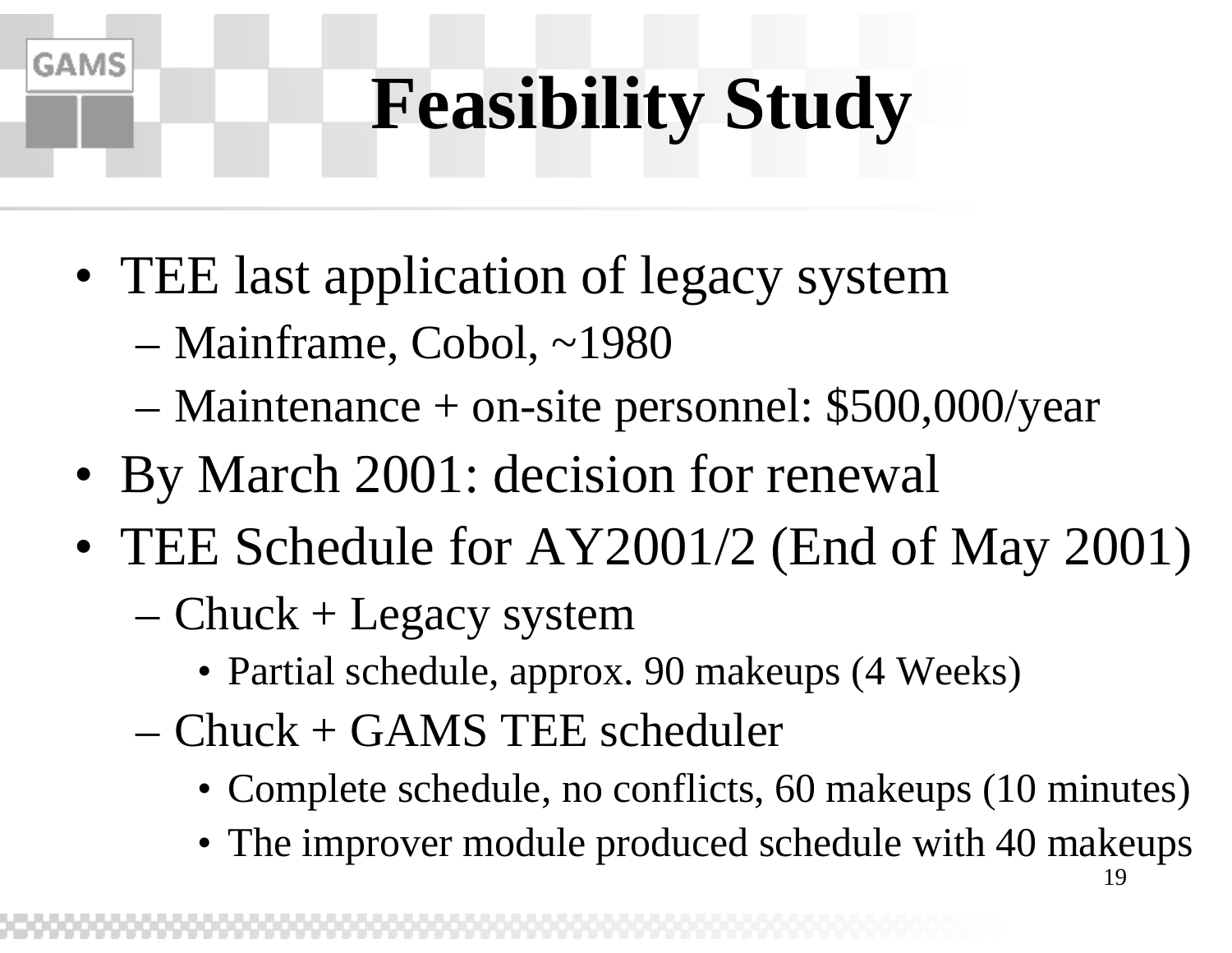# Feasibility Study

- TEE last application of legacy system
  - Mainframe, Cobol, ~1980
  - Maintenance + on-site personnel: $500,000/year
- By March 2001: decision for renewal
- TEE Schedule for AY2001/2 (End of May 2001)
  - Chuck + Legacy system
    - Partial schedule, approx. 90 makeups (4 Weeks)
  - Chuck + GAMS TEE scheduler
    - Complete schedule, no conflicts, 60 makeups (10 minutes)
    - The improver module produced schedule with 40 makeups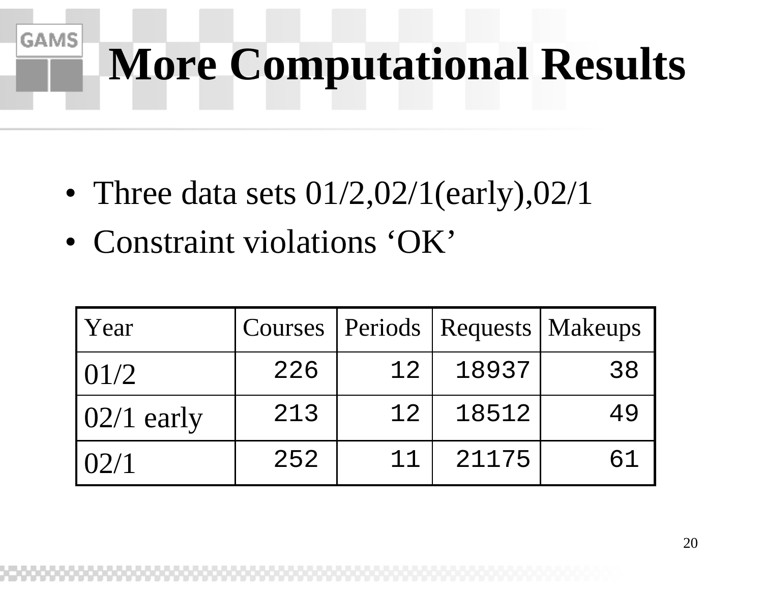# More Computational Results

- Three data sets 01/2,02/1(early),02/1
- Constraint violations ‘OK’

| Year | Courses | Periods | Requests | Makeups |
|---|---|---|---|---|
| 01/2 | 226 | 12 | 18937 | 38 |
| 02/1 early | 213 | 12 | 18512 | 49 |
| 02/1 | 252 | 11 | 21175 | 61 |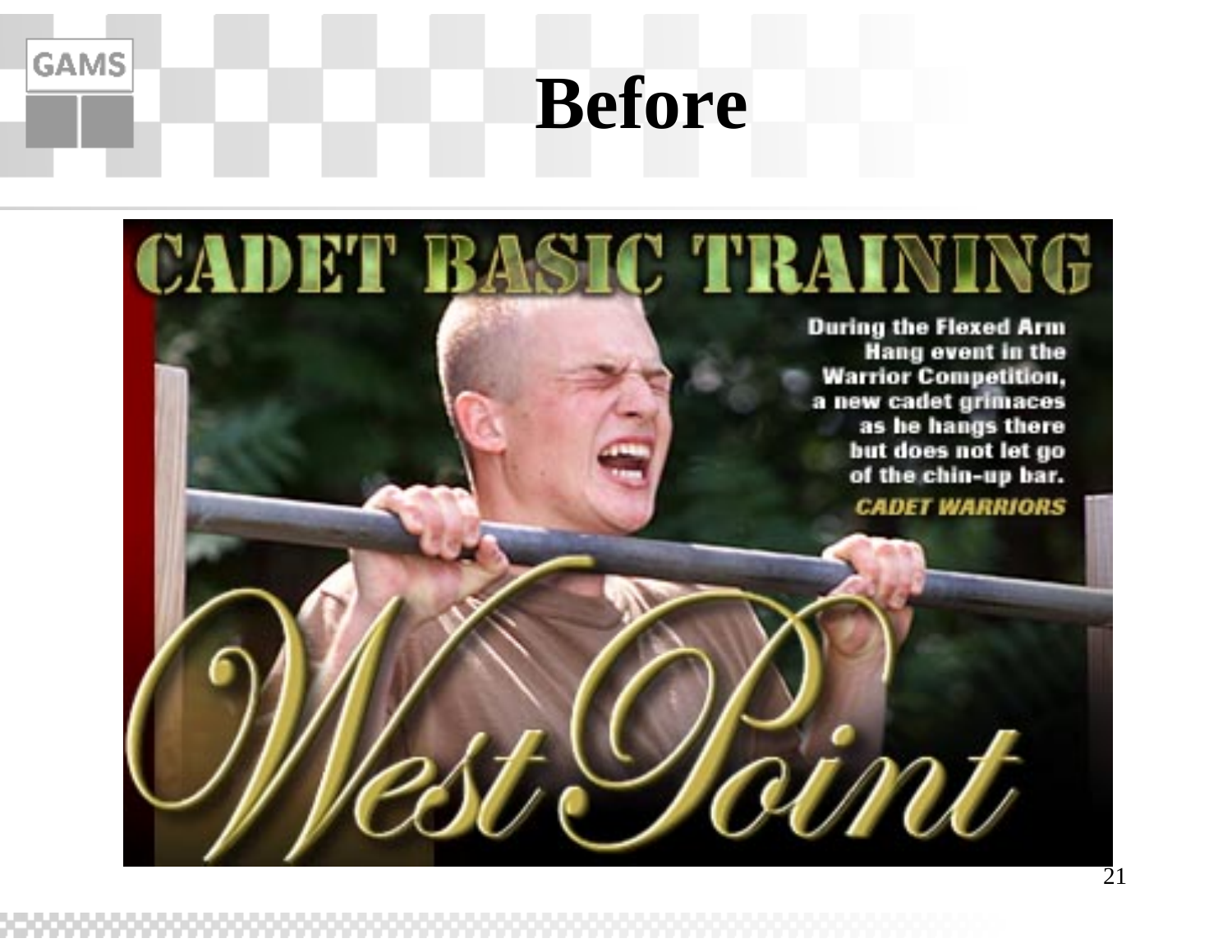# Before

CADET BASIC TRAINING

During the Flexed Arm Hang event in the Warrior Competition, a new cadet grimaces as he hangs there but does not let go of the chin-up bar.

CADET WARRIORS

West Point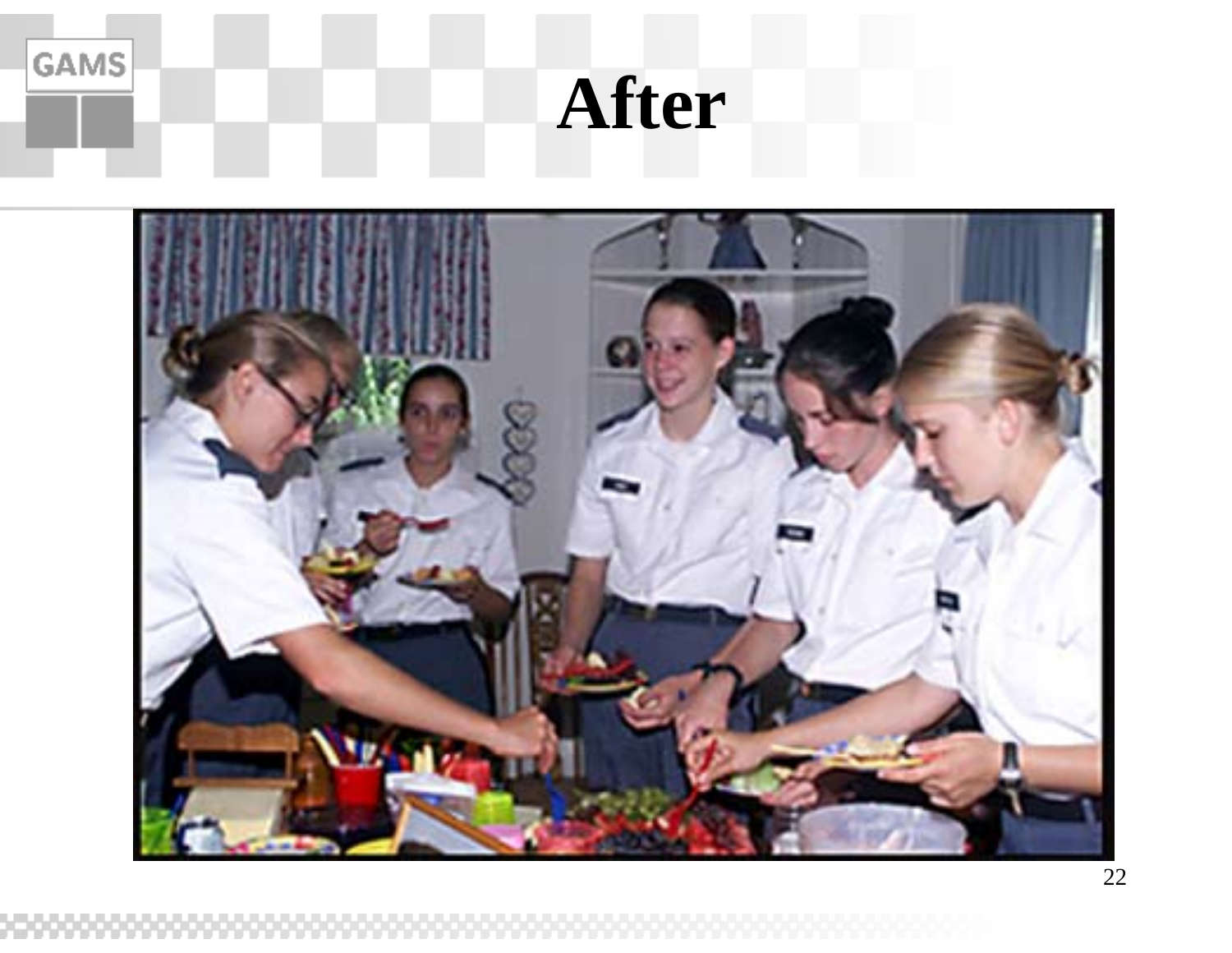# After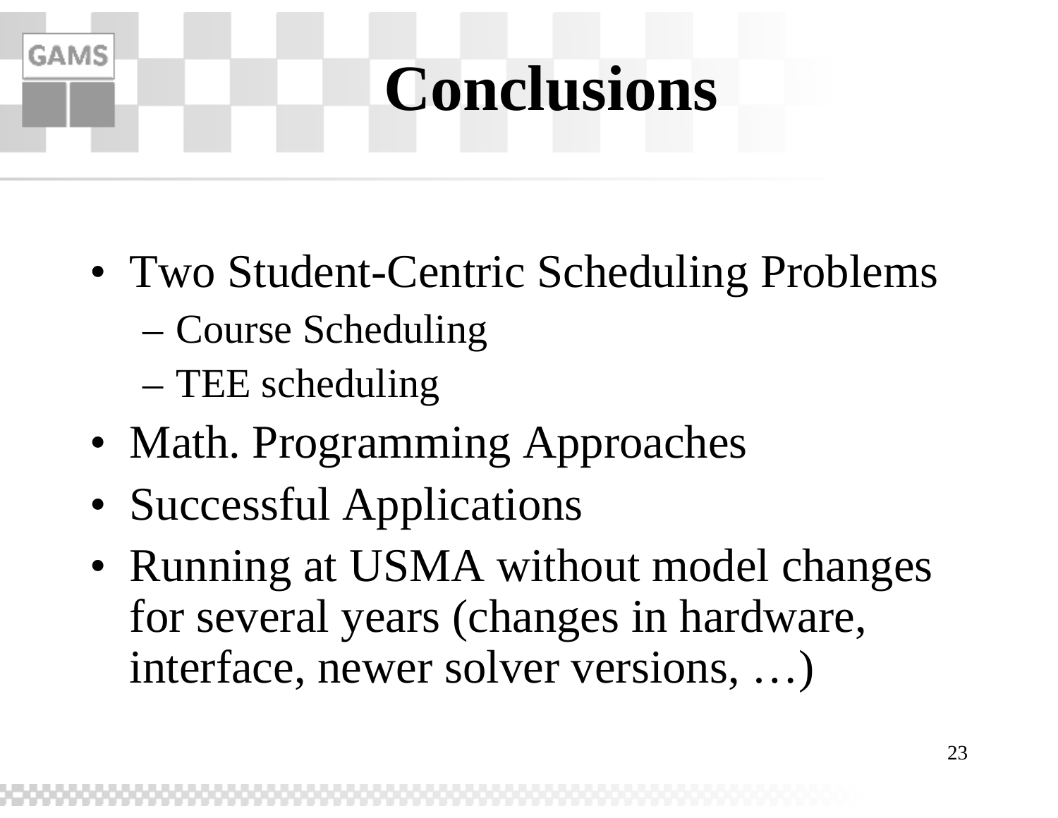# Conclusions

- Two Student-Centric Scheduling Problems
  - Course Scheduling
  - TEE scheduling
- Math. Programming Approaches
- Successful Applications
- Running at USMA without model changes for several years (changes in hardware, interface, newer solver versions, …)